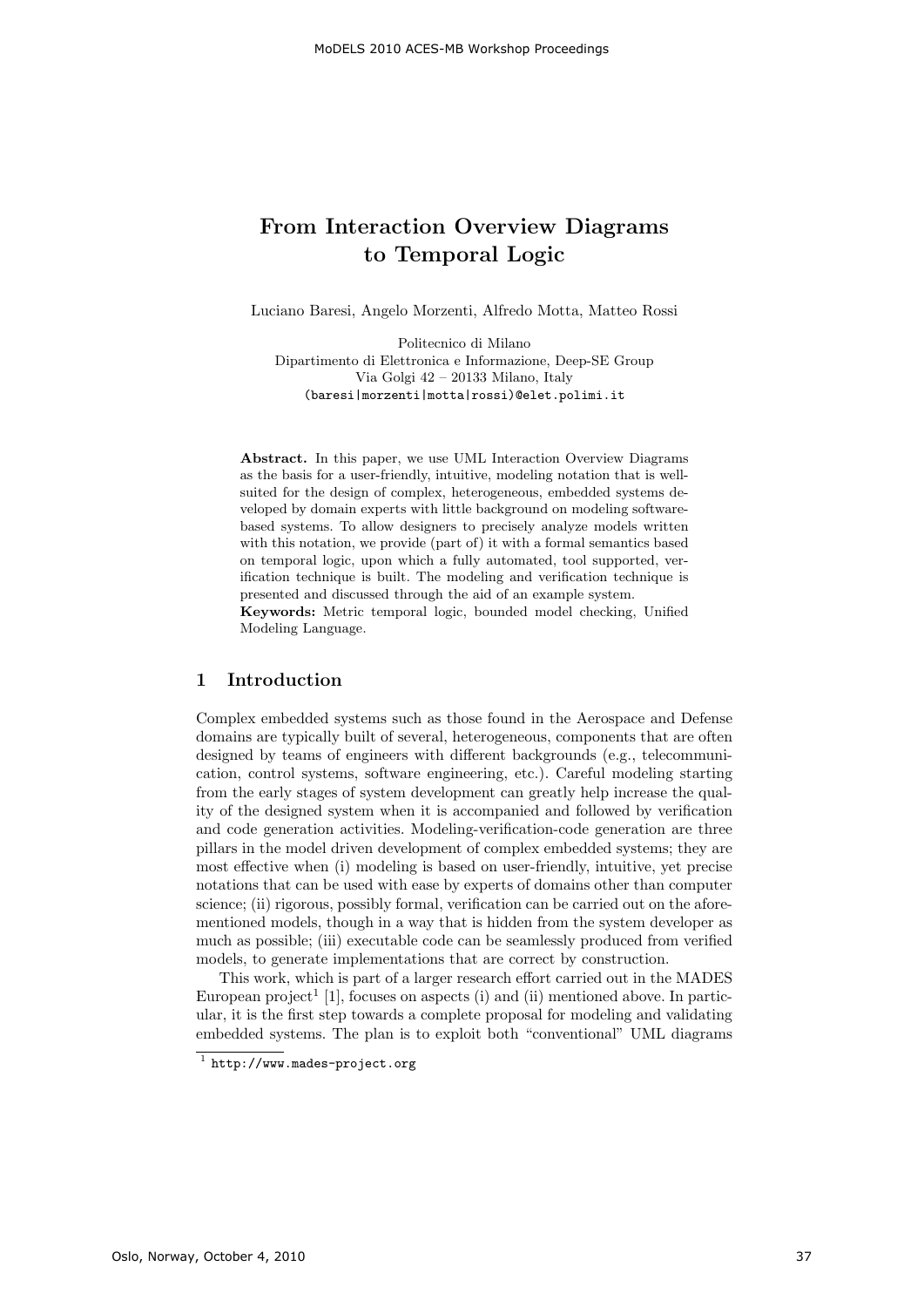# From Interaction Overview Diagrams to Temporal Logic

Luciano Baresi, Angelo Morzenti, Alfredo Motta, Matteo Rossi

Politecnico di Milano
Dipartimento di Elettronica e Informazione, Deep-SE Group
Via Golgi 42 – 20133 Milano, Italy
(baresi|morzenti|motta|rossi)@elet.polimi.it

**Abstract.** In this paper, we use UML Interaction Overview Diagrams as the basis for a user-friendly, intuitive, modeling notation that is well-suited for the design of complex, heterogeneous, embedded systems developed by domain experts with little background on modeling software-based systems. To allow designers to precisely analyze models written with this notation, we provide (part of) it with a formal semantics based on temporal logic, upon which a fully automated, tool supported, verification technique is built. The modeling and verification technique is presented and discussed through the aid of an example system.

**Keywords:** Metric temporal logic, bounded model checking, Unified Modeling Language.

## 1 Introduction

Complex embedded systems such as those found in the Aerospace and Defense domains are typically built of several, heterogeneous, components that are often designed by teams of engineers with different backgrounds (e.g., telecommunication, control systems, software engineering, etc.). Careful modeling starting from the early stages of system development can greatly help increase the quality of the designed system when it is accompanied and followed by verification and code generation activities. Modeling-verification-code generation are three pillars in the model driven development of complex embedded systems; they are most effective when (i) modeling is based on user-friendly, intuitive, yet precise notations that can be used with ease by experts of domains other than computer science; (ii) rigorous, possibly formal, verification can be carried out on the aforementioned models, though in a way that is hidden from the system developer as much as possible; (iii) executable code can be seamlessly produced from verified models, to generate implementations that are correct by construction.

This work, which is part of a larger research effort carried out in the MADES European project[1] [1], focuses on aspects (i) and (ii) mentioned above. In particular, it is the first step towards a complete proposal for modeling and validating embedded systems. The plan is to exploit both "conventional" UML diagrams

[1] http://www.mades-project.org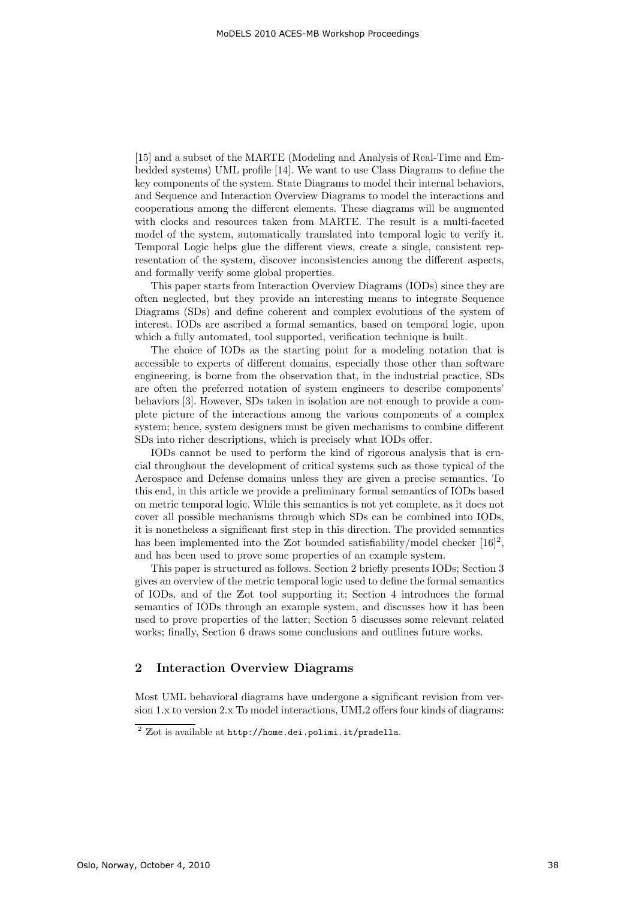[15] and a subset of the MARTE (Modeling and Analysis of Real-Time and Embedded systems) UML profile [14]. We want to use Class Diagrams to define the key components of the system. State Diagrams to model their internal behaviors, and Sequence and Interaction Overview Diagrams to model the interactions and cooperations among the different elements. These diagrams will be augmented with clocks and resources taken from MARTE. The result is a multi-faceted model of the system, automatically translated into temporal logic to verify it. Temporal Logic helps glue the different views, create a single, consistent representation of the system, discover inconsistencies among the different aspects, and formally verify some global properties.

This paper starts from Interaction Overview Diagrams (IODs) since they are often neglected, but they provide an interesting means to integrate Sequence Diagrams (SDs) and define coherent and complex evolutions of the system of interest. IODs are ascribed a formal semantics, based on temporal logic, upon which a fully automated, tool supported, verification technique is built.

The choice of IODs as the starting point for a modeling notation that is accessible to experts of different domains, especially those other than software engineering, is borne from the observation that, in the industrial practice, SDs are often the preferred notation of system engineers to describe components' behaviors [3]. However, SDs taken in isolation are not enough to provide a complete picture of the interactions among the various components of a complex system; hence, system designers must be given mechanisms to combine different SDs into richer descriptions, which is precisely what IODs offer.

IODs cannot be used to perform the kind of rigorous analysis that is crucial throughout the development of critical systems such as those typical of the Aerospace and Defense domains unless they are given a precise semantics. To this end, in this article we provide a preliminary formal semantics of IODs based on metric temporal logic. While this semantics is not yet complete, as it does not cover all possible mechanisms through which SDs can be combined into IODs, it is nonetheless a significant first step in this direction. The provided semantics has been implemented into the $\mathbb{Z}$ot bounded satisfiability/model checker [16][2], and has been used to prove some properties of an example system.

This paper is structured as follows. Section 2 briefly presents IODs; Section 3 gives an overview of the metric temporal logic used to define the formal semantics of IODs, and of the $\mathbb{Z}$ot tool supporting it; Section 4 introduces the formal semantics of IODs through an example system, and discusses how it has been used to prove properties of the latter; Section 5 discusses some relevant related works; finally, Section 6 draws some conclusions and outlines future works.

## 2 Interaction Overview Diagrams

Most UML behavioral diagrams have undergone a significant revision from version 1.x to version 2.x To model interactions, UML2 offers four kinds of diagrams:

[2] $\mathbb{Z}$ot is available at http://home.dei.polimi.it/pradella.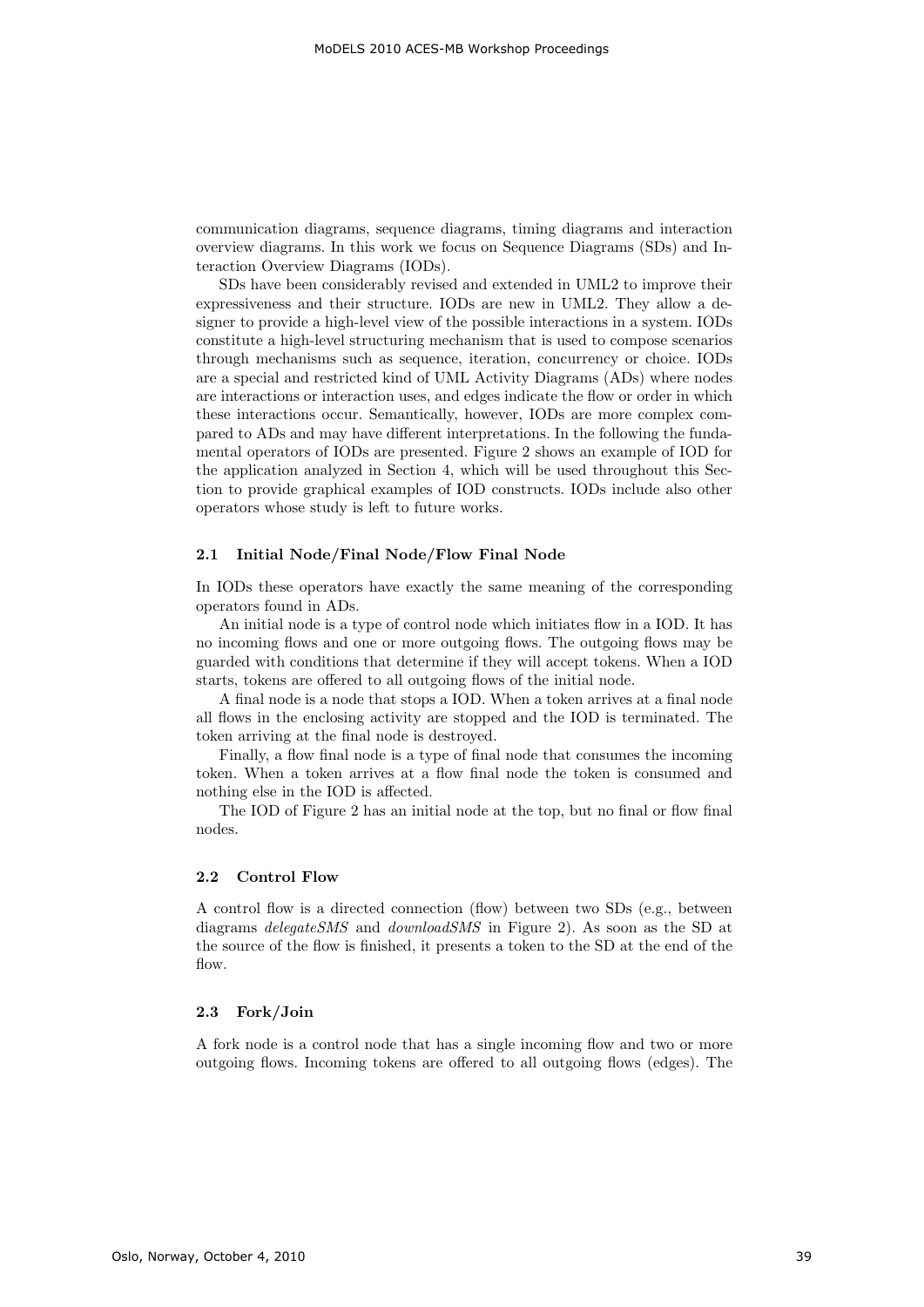communication diagrams, sequence diagrams, timing diagrams and interaction overview diagrams. In this work we focus on Sequence Diagrams (SDs) and Interaction Overview Diagrams (IODs).

SDs have been considerably revised and extended in UML2 to improve their expressiveness and their structure. IODs are new in UML2. They allow a designer to provide a high-level view of the possible interactions in a system. IODs constitute a high-level structuring mechanism that is used to compose scenarios through mechanisms such as sequence, iteration, concurrency or choice. IODs are a special and restricted kind of UML Activity Diagrams (ADs) where nodes are interactions or interaction uses, and edges indicate the flow or order in which these interactions occur. Semantically, however, IODs are more complex compared to ADs and may have different interpretations. In the following the fundamental operators of IODs are presented. Figure 2 shows an example of IOD for the application analyzed in Section 4, which will be used throughout this Section to provide graphical examples of IOD constructs. IODs include also other operators whose study is left to future works.

### 2.1 Initial Node/Final Node/Flow Final Node

In IODs these operators have exactly the same meaning of the corresponding operators found in ADs.

An initial node is a type of control node which initiates flow in a IOD. It has no incoming flows and one or more outgoing flows. The outgoing flows may be guarded with conditions that determine if they will accept tokens. When a IOD starts, tokens are offered to all outgoing flows of the initial node.

A final node is a node that stops a IOD. When a token arrives at a final node all flows in the enclosing activity are stopped and the IOD is terminated. The token arriving at the final node is destroyed.

Finally, a flow final node is a type of final node that consumes the incoming token. When a token arrives at a flow final node the token is consumed and nothing else in the IOD is affected.

The IOD of Figure 2 has an initial node at the top, but no final or flow final nodes.

### 2.2 Control Flow

A control flow is a directed connection (flow) between two SDs (e.g., between diagrams *delegateSMS* and *downloadSMS* in Figure 2). As soon as the SD at the source of the flow is finished, it presents a token to the SD at the end of the flow.

### 2.3 Fork/Join

A fork node is a control node that has a single incoming flow and two or more outgoing flows. Incoming tokens are offered to all outgoing flows (edges). The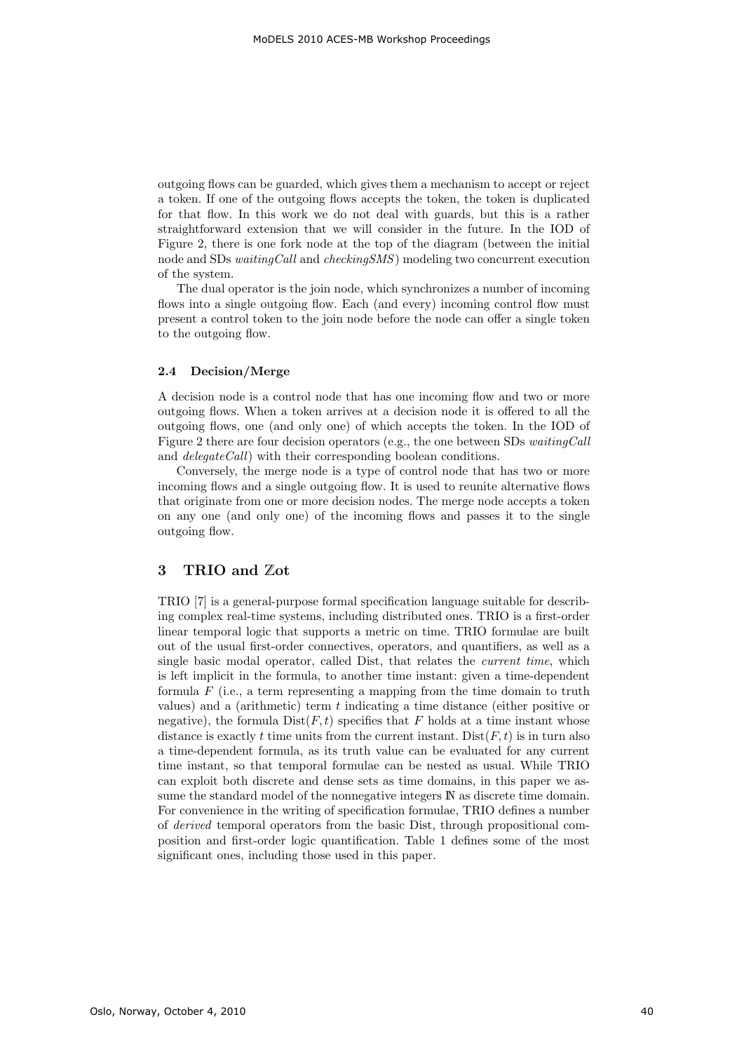outgoing flows can be guarded, which gives them a mechanism to accept or reject a token. If one of the outgoing flows accepts the token, the token is duplicated for that flow. In this work we do not deal with guards, but this is a rather straightforward extension that we will consider in the future. In the IOD of Figure 2, there is one fork node at the top of the diagram (between the initial node and SDs *waitingCall* and *checkingSMS*) modeling two concurrent execution of the system.

The dual operator is the join node, which synchronizes a number of incoming flows into a single outgoing flow. Each (and every) incoming control flow must present a control token to the join node before the node can offer a single token to the outgoing flow.

### 2.4 Decision/Merge

A decision node is a control node that has one incoming flow and two or more outgoing flows. When a token arrives at a decision node it is offered to all the outgoing flows, one (and only one) of which accepts the token. In the IOD of Figure 2 there are four decision operators (e.g., the one between SDs *waitingCall* and *delegateCall*) with their corresponding boolean conditions.

Conversely, the merge node is a type of control node that has two or more incoming flows and a single outgoing flow. It is used to reunite alternative flows that originate from one or more decision nodes. The merge node accepts a token on any one (and only one) of the incoming flows and passes it to the single outgoing flow.

## 3 TRIO and $\mathbb{Z}$ot

TRIO [7] is a general-purpose formal specification language suitable for describing complex real-time systems, including distributed ones. TRIO is a first-order linear temporal logic that supports a metric on time. TRIO formulae are built out of the usual first-order connectives, operators, and quantifiers, as well as a single basic modal operator, called Dist, that relates the *current time*, which is left implicit in the formula, to another time instant: given a time-dependent formula $F$ (i.e., a term representing a mapping from the time domain to truth values) and a (arithmetic) term $t$ indicating a time distance (either positive or negative), the formula $\text{Dist}(F, t)$ specifies that $F$ holds at a time instant whose distance is exactly $t$ time units from the current instant. $\text{Dist}(F, t)$ is in turn also a time-dependent formula, as its truth value can be evaluated for any current time instant, so that temporal formulae can be nested as usual. While TRIO can exploit both discrete and dense sets as time domains, in this paper we assume the standard model of the nonnegative integers $\mathbb{N}$ as discrete time domain. For convenience in the writing of specification formulae, TRIO defines a number of *derived* temporal operators from the basic Dist, through propositional composition and first-order logic quantification. Table 1 defines some of the most significant ones, including those used in this paper.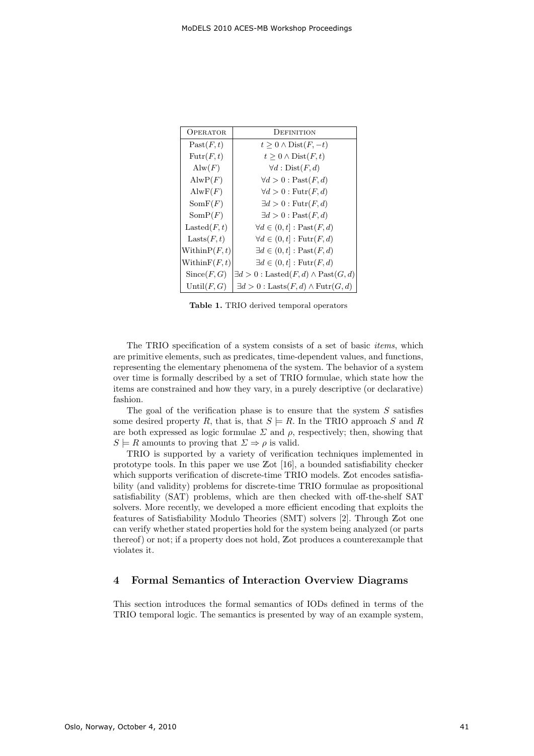| Operator | Definition |
| --- | --- |
| $\text{Past}(F, t)$ | $t \geq 0 \wedge \text{Dist}(F, -t)$ |
| $\text{Futr}(F, t)$ | $t \geq 0 \wedge \text{Dist}(F, t)$ |
| $\text{Alw}(F)$ | $\forall d : \text{Dist}(F, d)$ |
| $\text{AlwP}(F)$ | $\forall d > 0 : \text{Past}(F, d)$ |
| $\text{AlwF}(F)$ | $\forall d > 0 : \text{Futr}(F, d)$ |
| $\text{SomF}(F)$ | $\exists d > 0 : \text{Futr}(F, d)$ |
| $\text{SomP}(F)$ | $\exists d > 0 : \text{Past}(F, d)$ |
| $\text{Lasted}(F, t)$ | $\forall d \in (0, t] : \text{Past}(F, d)$ |
| $\text{Lasts}(F, t)$ | $\forall d \in (0, t] : \text{Futr}(F, d)$ |
| $\text{WithinP}(F, t)$ | $\exists d \in (0, t] : \text{Past}(F, d)$ |
| $\text{WithinF}(F, t)$ | $\exists d \in (0, t] : \text{Futr}(F, d)$ |
| $\text{Since}(F, G)$ | $\exists d > 0 : \text{Lasted}(F, d) \wedge \text{Past}(G, d)$ |
| $\text{Until}(F, G)$ | $\exists d > 0 : \text{Lasts}(F, d) \wedge \text{Futr}(G, d)$ |

**Table 1.** TRIO derived temporal operators

The TRIO specification of a system consists of a set of basic *items*, which are primitive elements, such as predicates, time-dependent values, and functions, representing the elementary phenomena of the system. The behavior of a system over time is formally described by a set of TRIO formulae, which state how the items are constrained and how they vary, in a purely descriptive (or declarative) fashion.

The goal of the verification phase is to ensure that the system $S$ satisfies some desired property $R$, that is, that $S \models R$. In the TRIO approach $S$ and $R$ are both expressed as logic formulae $\Sigma$ and $\rho$, respectively; then, showing that $S \models R$ amounts to proving that $\Sigma \Rightarrow \rho$ is valid.

TRIO is supported by a variety of verification techniques implemented in prototype tools. In this paper we use $\mathbb{Z}$ot [16], a bounded satisfiability checker which supports verification of discrete-time TRIO models. $\mathbb{Z}$ot encodes satisfiability (and validity) problems for discrete-time TRIO formulae as propositional satisfiability (SAT) problems, which are then checked with off-the-shelf SAT solvers. More recently, we developed a more efficient encoding that exploits the features of Satisfiability Modulo Theories (SMT) solvers [2]. Through $\mathbb{Z}$ot one can verify whether stated properties hold for the system being analyzed (or parts thereof) or not; if a property does not hold, $\mathbb{Z}$ot produces a counterexample that violates it.

## 4 Formal Semantics of Interaction Overview Diagrams

This section introduces the formal semantics of IODs defined in terms of the TRIO temporal logic. The semantics is presented by way of an example system,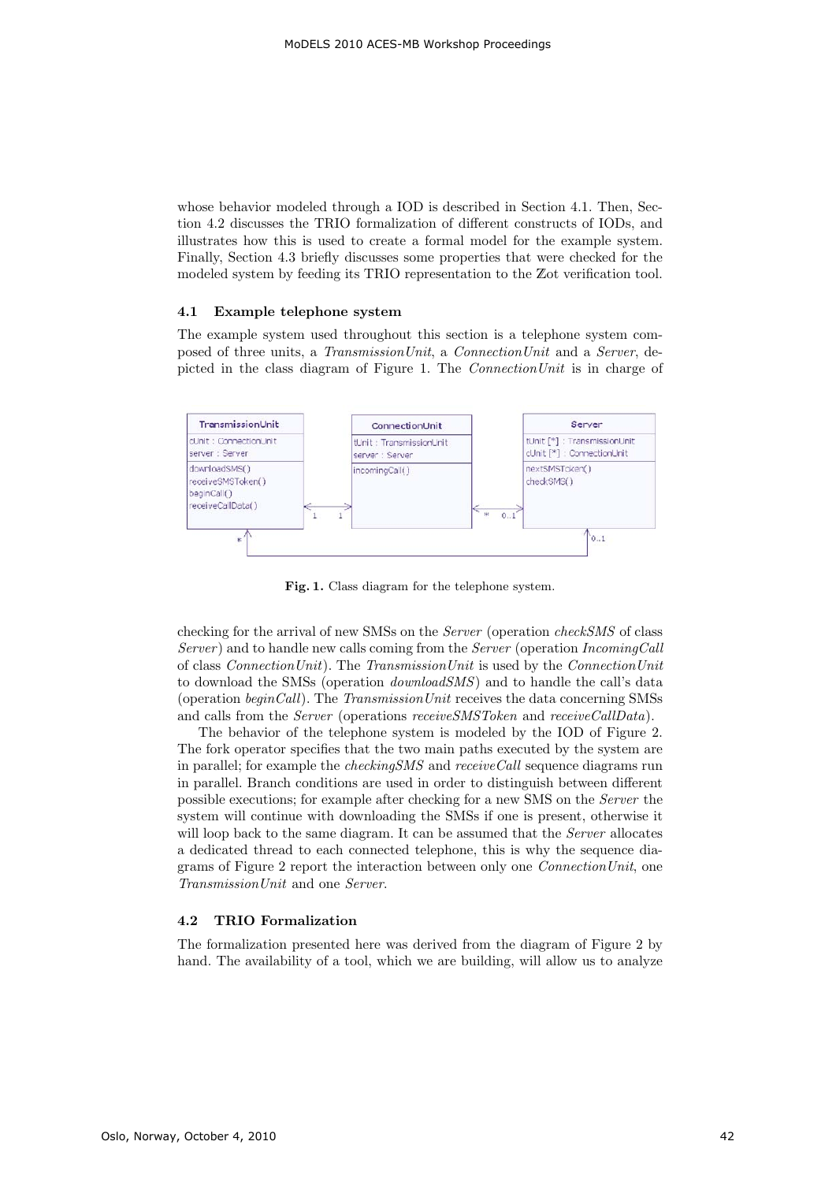whose behavior modeled through a IOD is described in Section 4.1. Then, Section 4.2 discusses the TRIO formalization of different constructs of IODs, and illustrates how this is used to create a formal model for the example system. Finally, Section 4.3 briefly discusses some properties that were checked for the modeled system by feeding its TRIO representation to the $\mathbb{Z}$ot verification tool.

### 4.1 Example telephone system

The example system used throughout this section is a telephone system composed of three units, a *TransmissionUnit*, a *ConnectionUnit* and a *Server*, depicted in the class diagram of Figure 1. The *ConnectionUnit* is in charge of

**Fig. 1.** Class diagram for the telephone system.

checking for the arrival of new SMSs on the *Server* (operation *checkSMS* of class *Server*) and to handle new calls coming from the *Server* (operation *IncomingCall* of class *ConnectionUnit*). The *TransmissionUnit* is used by the *ConnectionUnit* to download the SMSs (operation *downloadSMS*) and to handle the call's data (operation *beginCall*). The *TransmissionUnit* receives the data concerning SMSs and calls from the *Server* (operations *receiveSMSToken* and *receiveCallData*).

The behavior of the telephone system is modeled by the IOD of Figure 2. The fork operator specifies that the two main paths executed by the system are in parallel; for example the *checkingSMS* and *receiveCall* sequence diagrams run in parallel. Branch conditions are used in order to distinguish between different possible executions; for example after checking for a new SMS on the *Server* the system will continue with downloading the SMSs if one is present, otherwise it will loop back to the same diagram. It can be assumed that the *Server* allocates a dedicated thread to each connected telephone, this is why the sequence diagrams of Figure 2 report the interaction between only one *ConnectionUnit*, one *TransmissionUnit* and one *Server*.

### 4.2 TRIO Formalization

The formalization presented here was derived from the diagram of Figure 2 by hand. The availability of a tool, which we are building, will allow us to analyze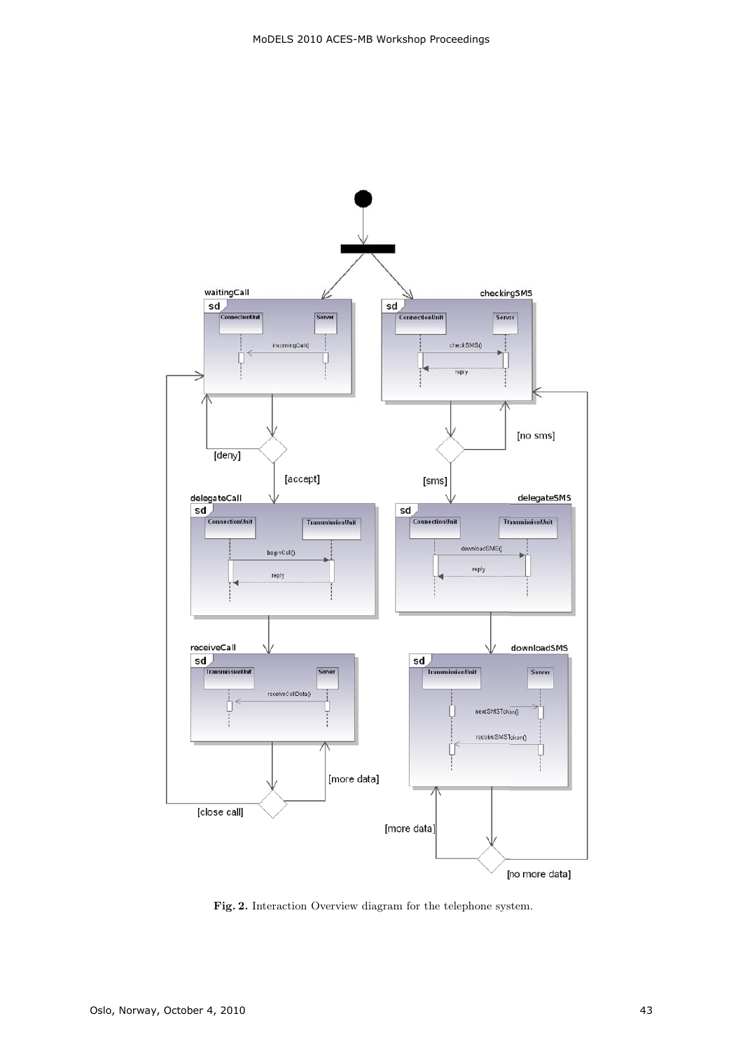**Fig. 2.** Interaction Overview diagram for the telephone system.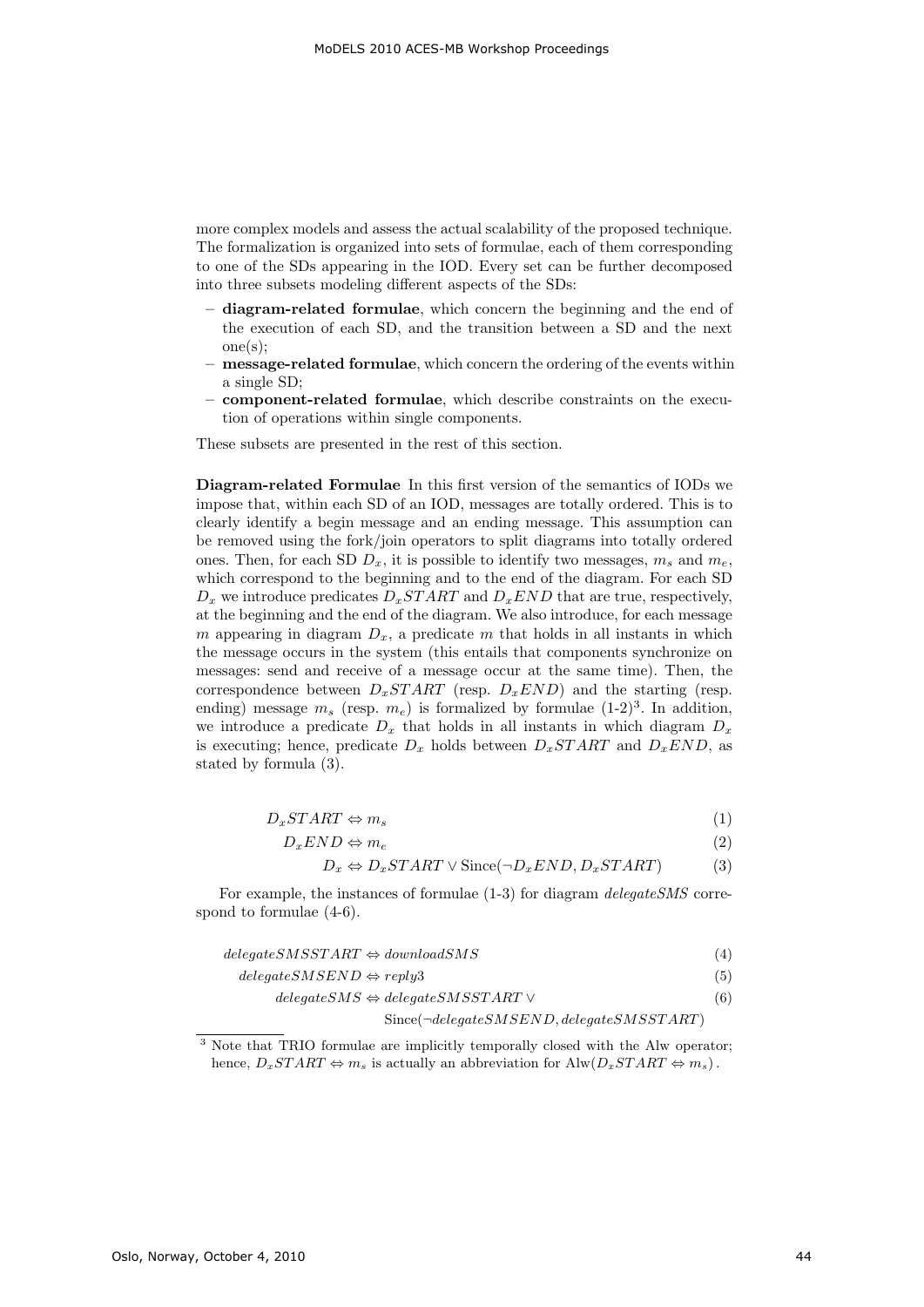more complex models and assess the actual scalability of the proposed technique. The formalization is organized into sets of formulae, each of them corresponding to one of the SDs appearing in the IOD. Every set can be further decomposed into three subsets modeling different aspects of the SDs:

- **diagram-related formulae**, which concern the beginning and the end of the execution of each SD, and the transition between a SD and the next one(s);
- **message-related formulae**, which concern the ordering of the events within a single SD;
- **component-related formulae**, which describe constraints on the execution of operations within single components.

These subsets are presented in the rest of this section.

**Diagram-related Formulae** In this first version of the semantics of IODs we impose that, within each SD of an IOD, messages are totally ordered. This is to clearly identify a begin message and an ending message. This assumption can be removed using the fork/join operators to split diagrams into totally ordered ones. Then, for each SD $D_x$, it is possible to identify two messages, $m_s$ and $m_e$, which correspond to the beginning and to the end of the diagram. For each SD $D_x$ we introduce predicates $D_xSTART$ and $D_xEND$ that are true, respectively, at the beginning and the end of the diagram. We also introduce, for each message $m$ appearing in diagram $D_x$, a predicate $m$ that holds in all instants in which the message occurs in the system (this entails that components synchronize on messages: send and receive of a message occur at the same time). Then, the correspondence between $D_xSTART$ (resp. $D_xEND$) and the starting (resp. ending) message $m_s$ (resp. $m_e$) is formalized by formulae (1-2)[3]. In addition, we introduce a predicate $D_x$ that holds in all instants in which diagram $D_x$ is executing; hence, predicate $D_x$ holds between $D_xSTART$ and $D_xEND$, as stated by formula (3).

$$D_xSTART \Leftrightarrow m_s \tag{1}$$

$$D_xEND \Leftrightarrow m_e \tag{2}$$

$$D_x \Leftrightarrow D_xSTART \vee \text{Since}(\neg D_xEND, D_xSTART) \tag{3}$$

For example, the instances of formulae (1-3) for diagram *delegateSMS* correspond to formulae (4-6).

$$delegateSMSSTART \Leftrightarrow downloadSMS \tag{4}$$

$$delegateSMSEND \Leftrightarrow reply3 \tag{5}$$

$$delegateSMS \Leftrightarrow delegateSMSSTART \vee \text{Since}(\neg delegateSMSEND, delegateSMSSTART) \tag{6}$$

[3] Note that TRIO formulae are implicitly temporally closed with the Alw operator; hence, $D_xSTART \Leftrightarrow m_s$ is actually an abbreviation for $\text{Alw}(D_xSTART \Leftrightarrow m_s)$.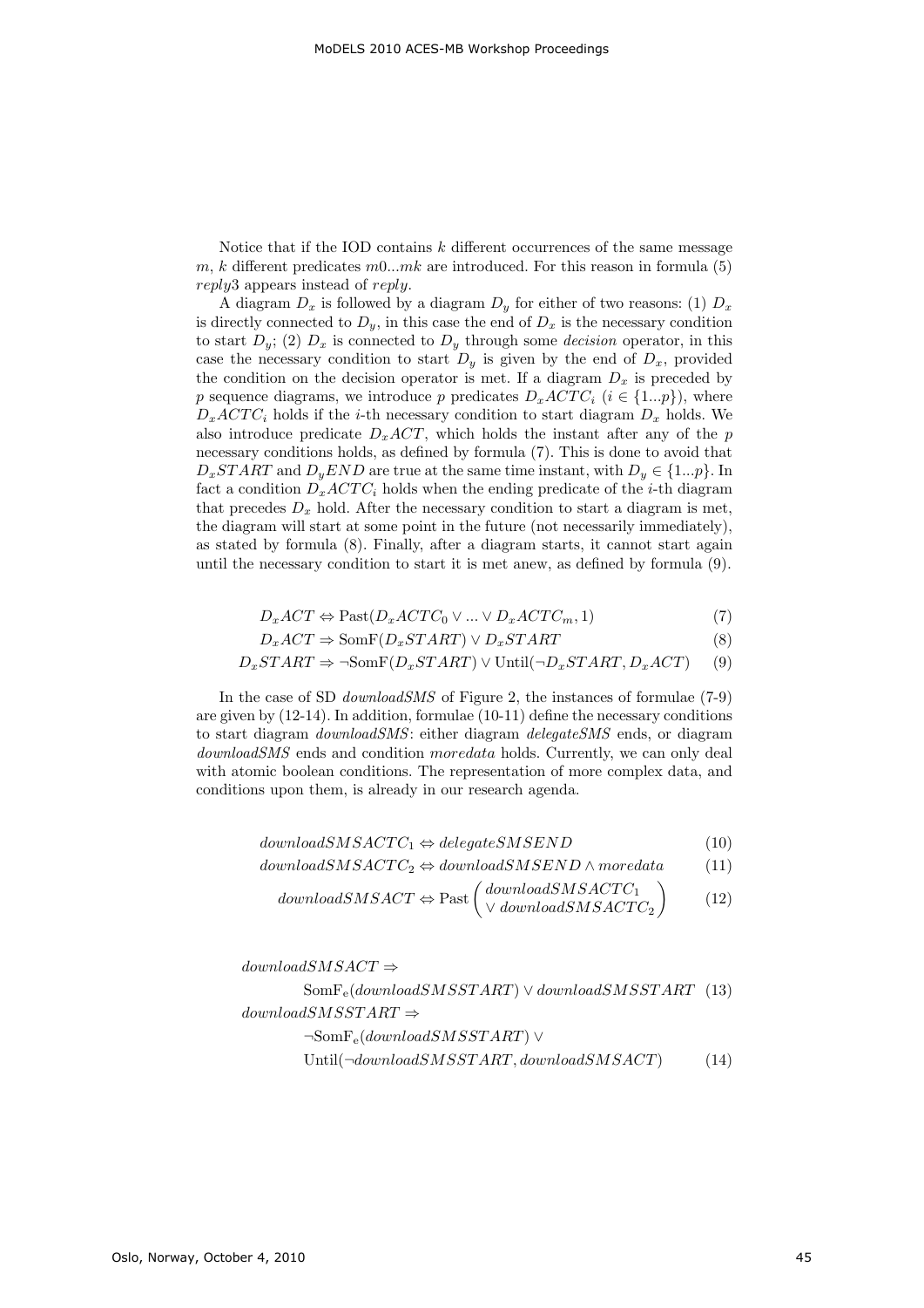Notice that if the IOD contains $k$ different occurrences of the same message $m$, $k$ different predicates $m0...mk$ are introduced. For this reason in formula (5) $reply3$ appears instead of $reply$.

A diagram $D_x$ is followed by a diagram $D_y$ for either of two reasons: (1) $D_x$ is directly connected to $D_y$, in this case the end of $D_x$ is the necessary condition to start $D_y$; (2) $D_x$ is connected to $D_y$ through some *decision* operator, in this case the necessary condition to start $D_y$ is given by the end of $D_x$, provided the condition on the decision operator is met. If a diagram $D_x$ is preceded by $p$ sequence diagrams, we introduce $p$ predicates $D_xACTC_i$ ($i \in \{1...p\}$), where $D_xACTC_i$ holds if the $i$-th necessary condition to start diagram $D_x$ holds. We also introduce predicate $D_xACT$, which holds the instant after any of the $p$ necessary conditions holds, as defined by formula (7). This is done to avoid that $D_xSTART$ and $D_yEND$ are true at the same time instant, with $D_y \in \{1...p\}$. In fact a condition $D_xACTC_i$ holds when the ending predicate of the $i$-th diagram that precedes $D_x$ hold. After the necessary condition to start a diagram is met, the diagram will start at some point in the future (not necessarily immediately), as stated by formula (8). Finally, after a diagram starts, it cannot start again until the necessary condition to start it is met anew, as defined by formula (9).

$$D_xACT \Leftrightarrow \text{Past}(D_xACTC_0 \vee ... \vee D_xACTC_m, 1) \tag{7}$$

$$D_xACT \Rightarrow \text{SomF}(D_xSTART) \vee D_xSTART \tag{8}$$

$$D_xSTART \Rightarrow \neg\text{SomF}(D_xSTART) \vee \text{Until}(\neg D_xSTART, D_xACT) \tag{9}$$

In the case of SD *downloadSMS* of Figure 2, the instances of formulae (7-9) are given by (12-14). In addition, formulae (10-11) define the necessary conditions to start diagram *downloadSMS*: either diagram *delegateSMS* ends, or diagram *downloadSMS* ends and condition *moredata* holds. Currently, we can only deal with atomic boolean conditions. The representation of more complex data, and conditions upon them, is already in our research agenda.

$$downloadSMSACTC_1 \Leftrightarrow delegateSMSEND \tag{10}$$

$$downloadSMSACTC_2 \Leftrightarrow downloadSMSEND \wedge moredata \tag{11}$$

$$downloadSMSACT \Leftrightarrow \text{Past}\begin{pmatrix} downloadSMSACTC_1 \\ \vee\, downloadSMSACTC_2 \end{pmatrix} \tag{12}$$

$$\begin{aligned} &downloadSMSACT \Rightarrow \\ &\qquad \text{SomF}_\text{e}(downloadSMSSTART) \vee downloadSMSSTART \end{aligned} \tag{13}$$

$$\begin{aligned} &downloadSMSSTART \Rightarrow \\ &\qquad \neg\text{SomF}_\text{e}(downloadSMSSTART) \vee \\ &\qquad \text{Until}(\neg downloadSMSSTART, downloadSMSACT) \end{aligned} \tag{14}$$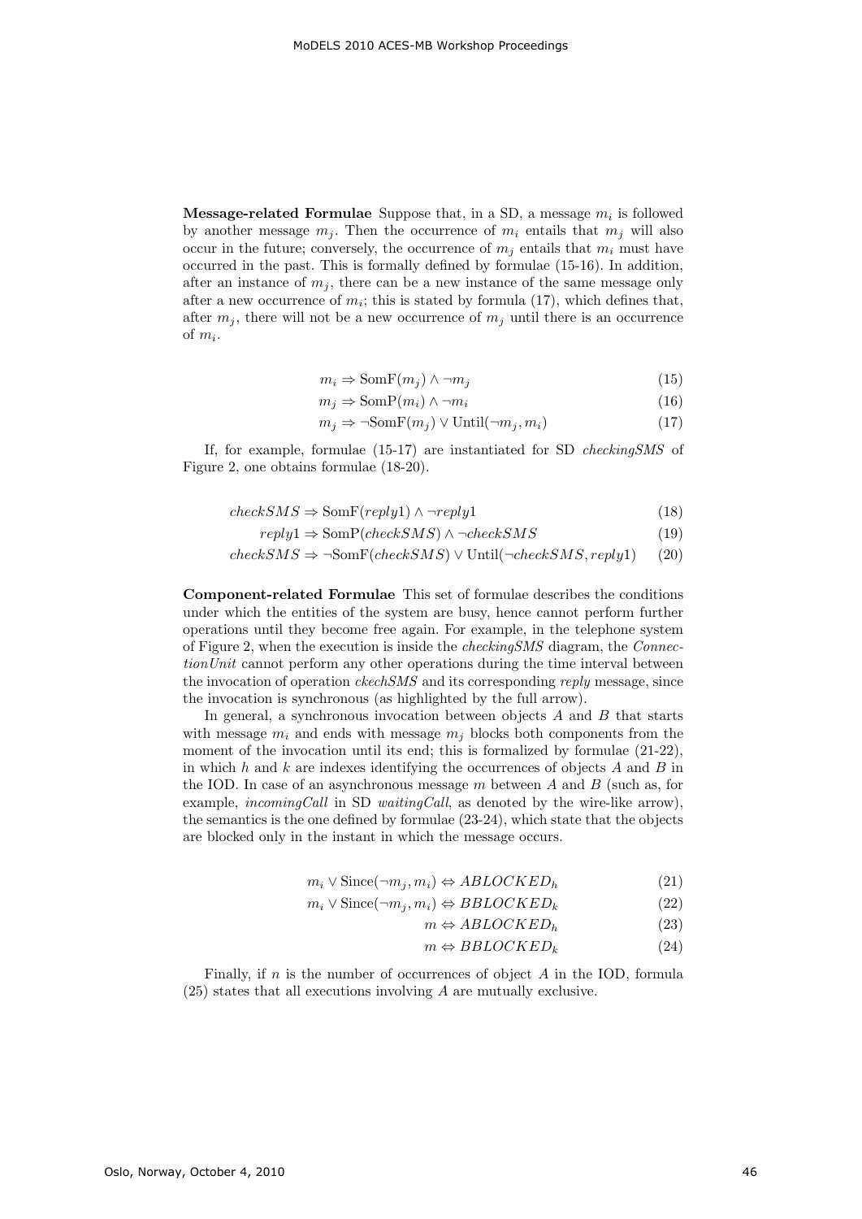**Message-related Formulae** Suppose that, in a SD, a message $m_i$ is followed by another message $m_j$. Then the occurrence of $m_i$ entails that $m_j$ will also occur in the future; conversely, the occurrence of $m_j$ entails that $m_i$ must have occurred in the past. This is formally defined by formulae (15-16). In addition, after an instance of $m_j$, there can be a new instance of the same message only after a new occurrence of $m_i$; this is stated by formula (17), which defines that, after $m_j$, there will not be a new occurrence of $m_j$ until there is an occurrence of $m_i$.

$$m_i \Rightarrow \text{SomF}(m_j) \wedge \neg m_j \tag{15}$$

$$m_j \Rightarrow \text{SomP}(m_i) \wedge \neg m_i \tag{16}$$

$$m_j \Rightarrow \neg\text{SomF}(m_j) \vee \text{Until}(\neg m_j, m_i) \tag{17}$$

If, for example, formulae (15-17) are instantiated for SD *checkingSMS* of Figure 2, one obtains formulae (18-20).

$$checkSMS \Rightarrow \text{SomF}(reply1) \wedge \neg reply1 \tag{18}$$

$$reply1 \Rightarrow \text{SomP}(checkSMS) \wedge \neg checkSMS \tag{19}$$

$$checkSMS \Rightarrow \neg\text{SomF}(checkSMS) \vee \text{Until}(\neg checkSMS, reply1) \tag{20}$$

**Component-related Formulae** This set of formulae describes the conditions under which the entities of the system are busy, hence cannot perform further operations until they become free again. For example, in the telephone system of Figure 2, when the execution is inside the *checkingSMS* diagram, the *ConnectionUnit* cannot perform any other operations during the time interval between the invocation of operation *ckechSMS* and its corresponding *reply* message, since the invocation is synchronous (as highlighted by the full arrow).

In general, a synchronous invocation between objects $A$ and $B$ that starts with message $m_i$ and ends with message $m_j$ blocks both components from the moment of the invocation until its end; this is formalized by formulae (21-22), in which $h$ and $k$ are indexes identifying the occurrences of objects $A$ and $B$ in the IOD. In case of an asynchronous message $m$ between $A$ and $B$ (such as, for example, *incomingCall* in SD *waitingCall*, as denoted by the wire-like arrow), the semantics is the one defined by formulae (23-24), which state that the objects are blocked only in the instant in which the message occurs.

$$m_i \vee \text{Since}(\neg m_j, m_i) \Leftrightarrow ABLOCKED_h \tag{21}$$

$$m_i \vee \text{Since}(\neg m_j, m_i) \Leftrightarrow BBLOCKED_k \tag{22}$$

$$m \Leftrightarrow ABLOCKED_h \tag{23}$$

$$m \Leftrightarrow BBLOCKED_k \tag{24}$$

Finally, if $n$ is the number of occurrences of object $A$ in the IOD, formula (25) states that all executions involving $A$ are mutually exclusive.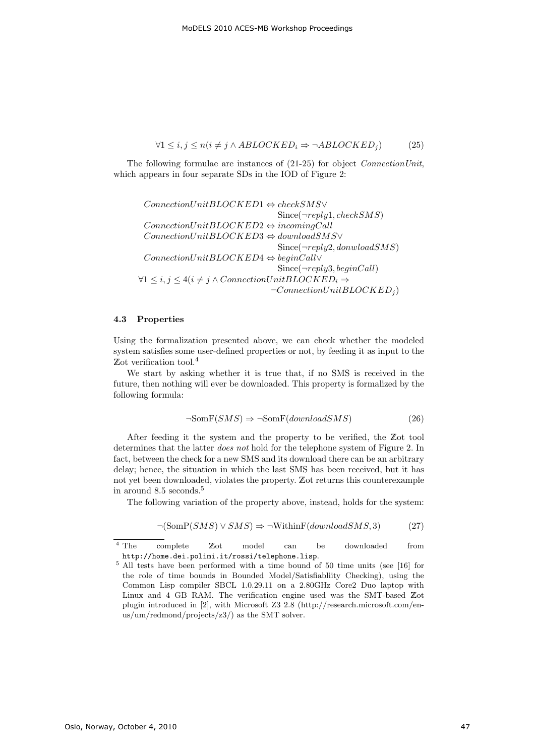$$\forall 1 \leq i, j \leq n(i \neq j \wedge ABLOCKED_i \Rightarrow \neg ABLOCKED_j) \tag{25}$$

The following formulae are instances of (21-25) for object *ConnectionUnit*, which appears in four separate SDs in the IOD of Figure 2:

$$
\begin{aligned}
&ConnectionUnitBLOCKED1 \Leftrightarrow checkSMS \vee \\
&\qquad\qquad\qquad\qquad\qquad \text{Since}(\neg reply1, checkSMS) \\
&ConnectionUnitBLOCKED2 \Leftrightarrow incomingCall \\
&ConnectionUnitBLOCKED3 \Leftrightarrow downloadSMS \vee \\
&\qquad\qquad\qquad\qquad\qquad \text{Since}(\neg reply2, donwloadSMS) \\
&ConnectionUnitBLOCKED4 \Leftrightarrow beginCall \vee \\
&\qquad\qquad\qquad\qquad\qquad \text{Since}(\neg reply3, beginCall) \\
&\forall 1 \leq i, j \leq 4(i \neq j \wedge ConnectionUnitBLOCKED_i \Rightarrow \\
&\qquad\qquad\qquad\qquad\qquad \neg ConnectionUnitBLOCKED_j)
\end{aligned}
$$

### 4.3 Properties

Using the formalization presented above, we can check whether the modeled system satisfies some user-defined properties or not, by feeding it as input to the $\mathbb{Z}$ot verification tool.[4]

We start by asking whether it is true that, if no SMS is received in the future, then nothing will ever be downloaded. This property is formalized by the following formula:

$$\neg \text{SomF}(SMS) \Rightarrow \neg \text{SomF}(downloadSMS) \tag{26}$$

After feeding it the system and the property to be verified, the $\mathbb{Z}$ot tool determines that the latter *does not* hold for the telephone system of Figure 2. In fact, between the check for a new SMS and its download there can be an arbitrary delay; hence, the situation in which the last SMS has been received, but it has not yet been downloaded, violates the property. $\mathbb{Z}$ot returns this counterexample in around 8.5 seconds.[5]

The following variation of the property above, instead, holds for the system:

$$\neg(\text{SomP}(SMS) \vee SMS) \Rightarrow \neg \text{WithinF}(downloadSMS, 3) \tag{27}$$

---

[4] The complete $\mathbb{Z}$ot model can be downloaded from `http://home.dei.polimi.it/rossi/telephone.lisp`.

[5] All tests have been performed with a time bound of 50 time units (see [16] for the role of time bounds in Bounded Model/Satisfiabliity Checking), using the Common Lisp compiler SBCL 1.0.29.11 on a 2.80GHz Core2 Duo laptop with Linux and 4 GB RAM. The verification engine used was the SMT-based $\mathbb{Z}$ot plugin introduced in [2], with Microsoft Z3 2.8 (http://research.microsoft.com/en-us/um/redmond/projects/z3/) as the SMT solver.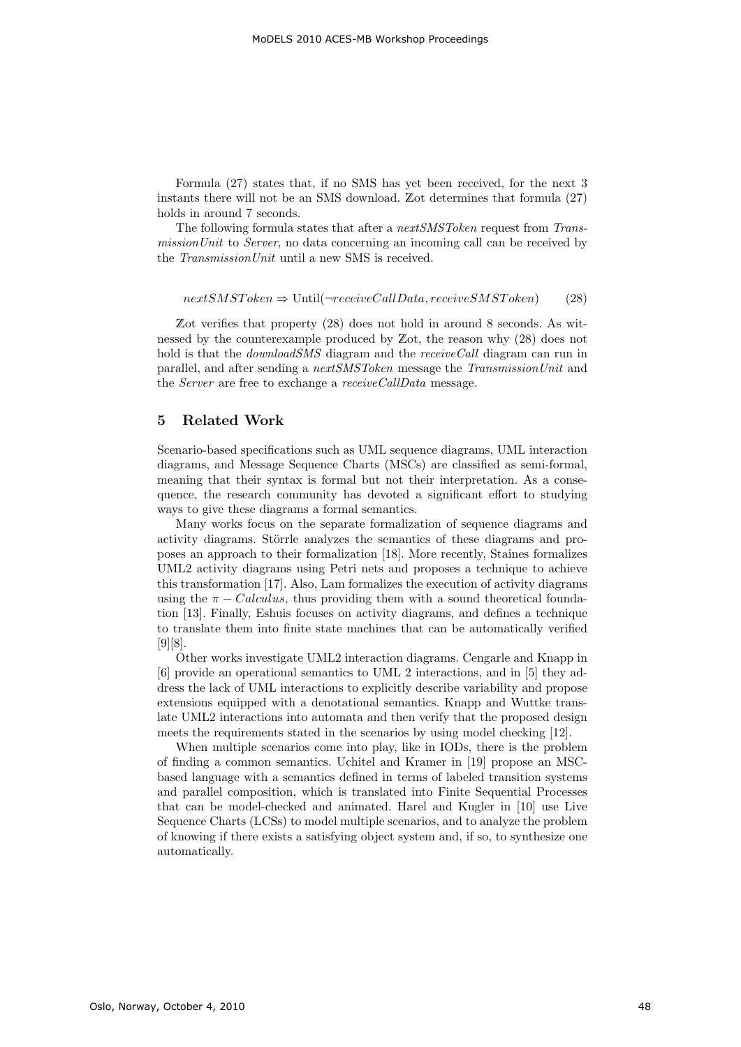Formula (27) states that, if no SMS has yet been received, for the next 3 instants there will not be an SMS download. Zot determines that formula (27) holds in around 7 seconds.

The following formula states that after a *nextSMSToken* request from *TransmissionUnit* to *Server*, no data concerning an incoming call can be received by the *TransmissionUnit* until a new SMS is received.

$$nextSMSToken \Rightarrow \text{Until}(\neg receiveCallData, receiveSMSToken) \qquad (28)$$

Zot verifies that property (28) does not hold in around 8 seconds. As witnessed by the counterexample produced by Zot, the reason why (28) does not hold is that the *downloadSMS* diagram and the *receiveCall* diagram can run in parallel, and after sending a *nextSMSToken* message the *TransmissionUnit* and the *Server* are free to exchange a *receiveCallData* message.

## 5 Related Work

Scenario-based specifications such as UML sequence diagrams, UML interaction diagrams, and Message Sequence Charts (MSCs) are classified as semi-formal, meaning that their syntax is formal but not their interpretation. As a consequence, the research community has devoted a significant effort to studying ways to give these diagrams a formal semantics.

Many works focus on the separate formalization of sequence diagrams and activity diagrams. Störrle analyzes the semantics of these diagrams and proposes an approach to their formalization [18]. More recently, Staines formalizes UML2 activity diagrams using Petri nets and proposes a technique to achieve this transformation [17]. Also, Lam formalizes the execution of activity diagrams using the $\pi - Calculus$, thus providing them with a sound theoretical foundation [13]. Finally, Eshuis focuses on activity diagrams, and defines a technique to translate them into finite state machines that can be automatically verified [9][8].

Other works investigate UML2 interaction diagrams. Cengarle and Knapp in [6] provide an operational semantics to UML 2 interactions, and in [5] they address the lack of UML interactions to explicitly describe variability and propose extensions equipped with a denotational semantics. Knapp and Wuttke translate UML2 interactions into automata and then verify that the proposed design meets the requirements stated in the scenarios by using model checking [12].

When multiple scenarios come into play, like in IODs, there is the problem of finding a common semantics. Uchitel and Kramer in [19] propose an MSC-based language with a semantics defined in terms of labeled transition systems and parallel composition, which is translated into Finite Sequential Processes that can be model-checked and animated. Harel and Kugler in [10] use Live Sequence Charts (LCSs) to model multiple scenarios, and to analyze the problem of knowing if there exists a satisfying object system and, if so, to synthesize one automatically.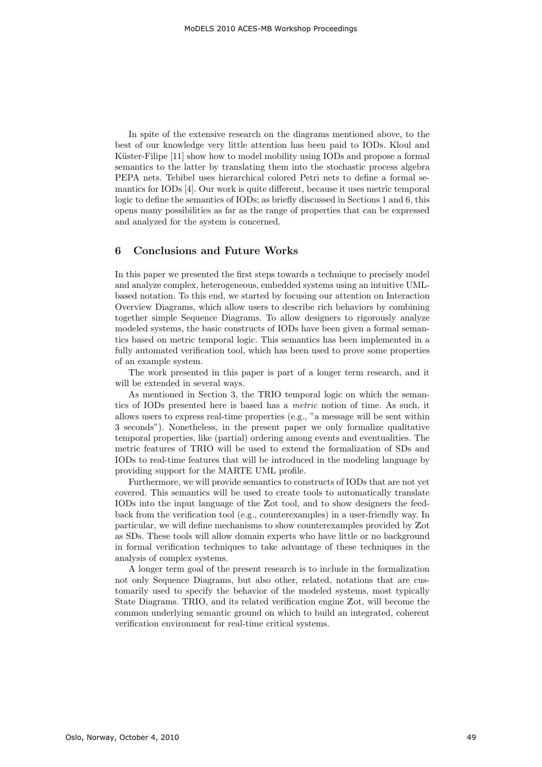In spite of the extensive research on the diagrams mentioned above, to the best of our knowledge very little attention has been paid to IODs. Kloul and Küster-Filipe [11] show how to model mobility using IODs and propose a formal semantics to the latter by translating them into the stochastic process algebra PEPA nets. Tebibel uses hierarchical colored Petri nets to define a formal semantics for IODs [4]. Our work is quite different, because it uses metric temporal logic to define the semantics of IODs; as briefly discussed in Sections 1 and 6, this opens many possibilities as far as the range of properties that can be expressed and analyzed for the system is concerned.

## 6 Conclusions and Future Works

In this paper we presented the first steps towards a technique to precisely model and analyze complex, heterogeneous, embedded systems using an intuitive UML-based notation. To this end, we started by focusing our attention on Interaction Overview Diagrams, which allow users to describe rich behaviors by combining together simple Sequence Diagrams. To allow designers to rigorously analyze modeled systems, the basic constructs of IODs have been given a formal semantics based on metric temporal logic. This semantics has been implemented in a fully automated verification tool, which has been used to prove some properties of an example system.

The work presented in this paper is part of a longer term research, and it will be extended in several ways.

As mentioned in Section 3, the TRIO temporal logic on which the semantics of IODs presented here is based has a *metric* notion of time. As such, it allows users to express real-time properties (e.g., "a message will be sent within 3 seconds"). Nonetheless, in the present paper we only formalize qualitative temporal properties, like (partial) ordering among events and eventualities. The metric features of TRIO will be used to extend the formalization of SDs and IODs to real-time features that will be introduced in the modeling language by providing support for the MARTE UML profile.

Furthermore, we will provide semantics to constructs of IODs that are not yet covered. This semantics will be used to create tools to automatically translate IODs into the input language of the $\mathbb{Z}$ot tool, and to show designers the feedback from the verification tool (e.g., counterexamples) in a user-friendly way. In particular, we will define mechanisms to show counterexamples provided by $\mathbb{Z}$ot as SDs. These tools will allow domain experts who have little or no background in formal verification techniques to take advantage of these techniques in the analysis of complex systems.

A longer term goal of the present research is to include in the formalization not only Sequence Diagrams, but also other, related, notations that are customarily used to specify the behavior of the modeled systems, most typically State Diagrams. TRIO, and its related verification engine $\mathbb{Z}$ot, will become the common underlying semantic ground on which to build an integrated, coherent verification environment for real-time critical systems.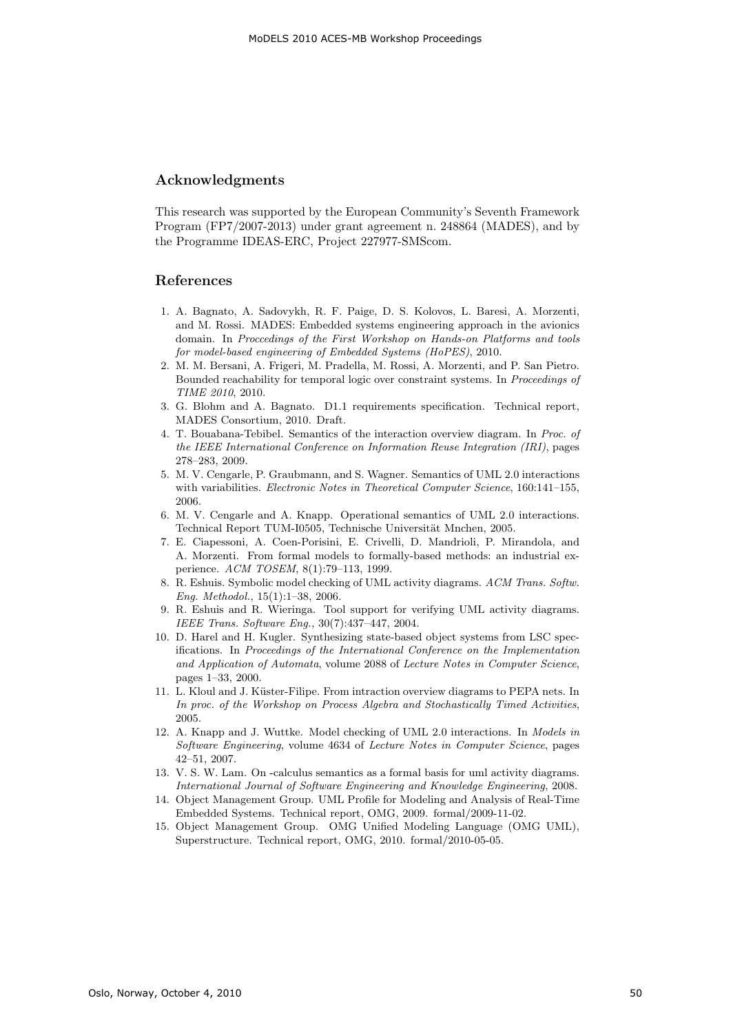## Acknowledgments

This research was supported by the European Community's Seventh Framework Program (FP7/2007-2013) under grant agreement n. 248864 (MADES), and by the Programme IDEAS-ERC, Project 227977-SMScom.

## References

1. A. Bagnato, A. Sadovykh, R. F. Paige, D. S. Kolovos, L. Baresi, A. Morzenti, and M. Rossi. MADES: Embedded systems engineering approach in the avionics domain. In *Proccedings of the First Workshop on Hands-on Platforms and tools for model-based engineering of Embedded Systems (HoPES)*, 2010.
2. M. M. Bersani, A. Frigeri, M. Pradella, M. Rossi, A. Morzenti, and P. San Pietro. Bounded reachability for temporal logic over constraint systems. In *Proceedings of TIME 2010*, 2010.
3. G. Blohm and A. Bagnato. D1.1 requirements specification. Technical report, MADES Consortium, 2010. Draft.
4. T. Bouabana-Tebibel. Semantics of the interaction overview diagram. In *Proc. of the IEEE International Conference on Information Reuse Integration (IRI)*, pages 278–283, 2009.
5. M. V. Cengarle, P. Graubmann, and S. Wagner. Semantics of UML 2.0 interactions with variabilities. *Electronic Notes in Theoretical Computer Science*, 160:141–155, 2006.
6. M. V. Cengarle and A. Knapp. Operational semantics of UML 2.0 interactions. Technical Report TUM-I0505, Technische Universität Mnchen, 2005.
7. E. Ciapessoni, A. Coen-Porisini, E. Crivelli, D. Mandrioli, P. Mirandola, and A. Morzenti. From formal models to formally-based methods: an industrial experience. *ACM TOSEM*, 8(1):79–113, 1999.
8. R. Eshuis. Symbolic model checking of UML activity diagrams. *ACM Trans. Softw. Eng. Methodol.*, 15(1):1–38, 2006.
9. R. Eshuis and R. Wieringa. Tool support for verifying UML activity diagrams. *IEEE Trans. Software Eng.*, 30(7):437–447, 2004.
10. D. Harel and H. Kugler. Synthesizing state-based object systems from LSC specifications. In *Proceedings of the International Conference on the Implementation and Application of Automata*, volume 2088 of *Lecture Notes in Computer Science*, pages 1–33, 2000.
11. L. Kloul and J. Küster-Filipe. From intraction overview diagrams to PEPA nets. In *In proc. of the Workshop on Process Algebra and Stochastically Timed Activities*, 2005.
12. A. Knapp and J. Wuttke. Model checking of UML 2.0 interactions. In *Models in Software Engineering*, volume 4634 of *Lecture Notes in Computer Science*, pages 42–51, 2007.
13. V. S. W. Lam. On -calculus semantics as a formal basis for uml activity diagrams. *International Journal of Software Engineering and Knowledge Engineering*, 2008.
14. Object Management Group. UML Profile for Modeling and Analysis of Real-Time Embedded Systems. Technical report, OMG, 2009. formal/2009-11-02.
15. Object Management Group. OMG Unified Modeling Language (OMG UML), Superstructure. Technical report, OMG, 2010. formal/2010-05-05.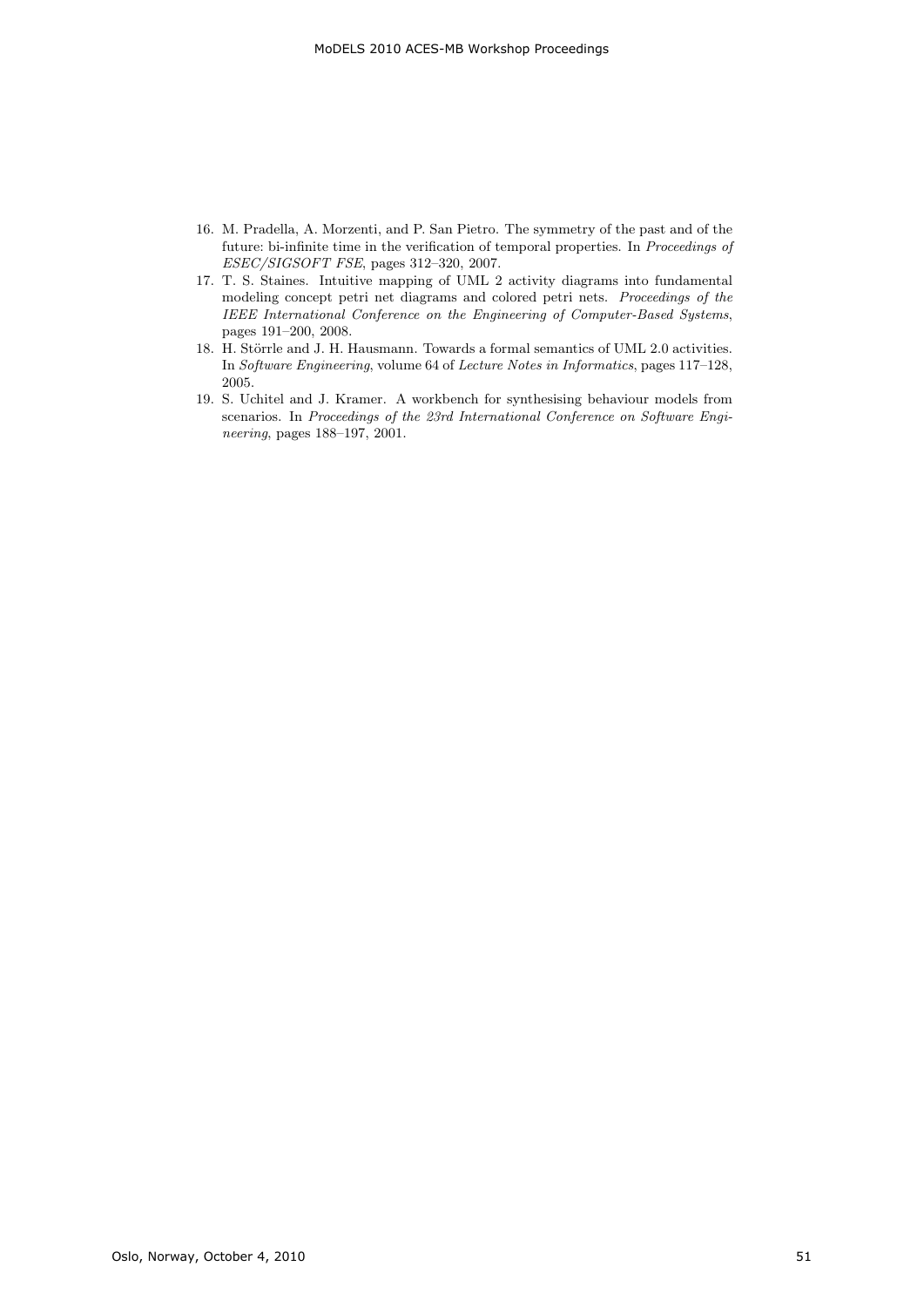16. M. Pradella, A. Morzenti, and P. San Pietro. The symmetry of the past and of the future: bi-infinite time in the verification of temporal properties. In *Proceedings of ESEC/SIGSOFT FSE*, pages 312–320, 2007.
17. T. S. Staines. Intuitive mapping of UML 2 activity diagrams into fundamental modeling concept petri net diagrams and colored petri nets. *Proceedings of the IEEE International Conference on the Engineering of Computer-Based Systems*, pages 191–200, 2008.
18. H. Störrle and J. H. Hausmann. Towards a formal semantics of UML 2.0 activities. In *Software Engineering*, volume 64 of *Lecture Notes in Informatics*, pages 117–128, 2005.
19. S. Uchitel and J. Kramer. A workbench for synthesising behaviour models from scenarios. In *Proceedings of the 23rd International Conference on Software Engineering*, pages 188–197, 2001.